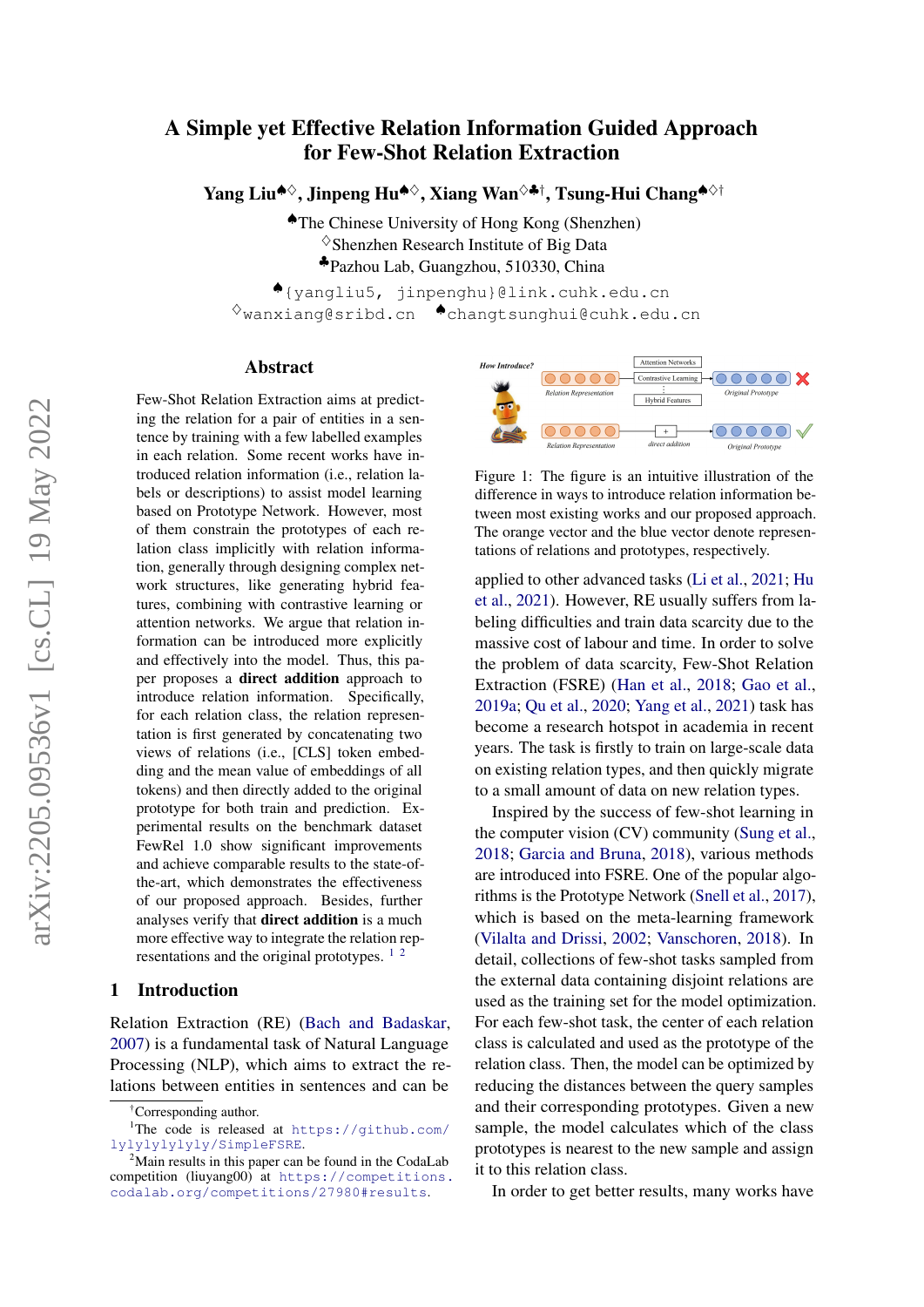# A Simple yet Effective Relation Information Guided Approach for Few-Shot Relation Extraction

**Yang Liu**[♠♢], **Jinpeng Hu**[♠♢], **Xiang Wan**[♢♣†], **Tsung-Hui Chang**[♠♢†]

[♠]The Chinese University of Hong Kong (Shenzhen)
[♢]Shenzhen Research Institute of Big Data
[♣]Pazhou Lab, Guangzhou, 510330, China

[♠]{yangliu5, jinpenghu}@link.cuhk.edu.cn
[♢]wanxiang@sribd.cn [♠]changtsunghui@cuhk.edu.cn

## Abstract

Few-Shot Relation Extraction aims at predicting the relation for a pair of entities in a sentence by training with a few labelled examples in each relation. Some recent works have introduced relation information (i.e., relation labels or descriptions) to assist model learning based on Prototype Network. However, most of them constrain the prototypes of each relation class implicitly with relation information, generally through designing complex network structures, like generating hybrid features, combining with contrastive learning or attention networks. We argue that relation information can be introduced more explicitly and effectively into the model. Thus, this paper proposes a **direct addition** approach to introduce relation information. Specifically, for each relation class, the relation representation is first generated by concatenating two views of relations (i.e., [CLS] token embedding and the mean value of embeddings of all tokens) and then directly added to the original prototype for both train and prediction. Experimental results on the benchmark dataset FewRel 1.0 show significant improvements and achieve comparable results to the state-of-the-art, which demonstrates the effectiveness of our proposed approach. Besides, further analyses verify that **direct addition** is a much more effective way to integrate the relation representations and the original prototypes. [1] [2]

Figure 1: The figure is an intuitive illustration of the difference in ways to introduce relation information between most existing works and our proposed approach. The orange vector and the blue vector denote representations of relations and prototypes, respectively.

## 1 Introduction

Relation Extraction (RE) (Bach and Badaskar, 2007) is a fundamental task of Natural Language Processing (NLP), which aims to extract the relations between entities in sentences and can be applied to other advanced tasks (Li et al., 2021; Hu et al., 2021). However, RE usually suffers from labeling difficulties and train data scarcity due to the massive cost of labour and time. In order to solve the problem of data scarcity, Few-Shot Relation Extraction (FSRE) (Han et al., 2018; Gao et al., 2019a; Qu et al., 2020; Yang et al., 2021) task has become a research hotspot in academia in recent years. The task is firstly to train on large-scale data on existing relation types, and then quickly migrate to a small amount of data on new relation types.

Inspired by the success of few-shot learning in the computer vision (CV) community (Sung et al., 2018; Garcia and Bruna, 2018), various methods are introduced into FSRE. One of the popular algorithms is the Prototype Network (Snell et al., 2017), which is based on the meta-learning framework (Vilalta and Drissi, 2002; Vanschoren, 2018). In detail, collections of few-shot tasks sampled from the external data containing disjoint relations are used as the training set for the model optimization. For each few-shot task, the center of each relation class is calculated and used as the prototype of the relation class. Then, the model can be optimized by reducing the distances between the query samples and their corresponding prototypes. Given a new sample, the model calculates which of the class prototypes is nearest to the new sample and assign it to this relation class.

In order to get better results, many works have

†Corresponding author.
[1]The code is released at https://github.com/lylylylylyly/SimpleFSRE.
[2]Main results in this paper can be found in the CodaLab competition (liuyang00) at https://competitions.codalab.org/competitions/27980#results.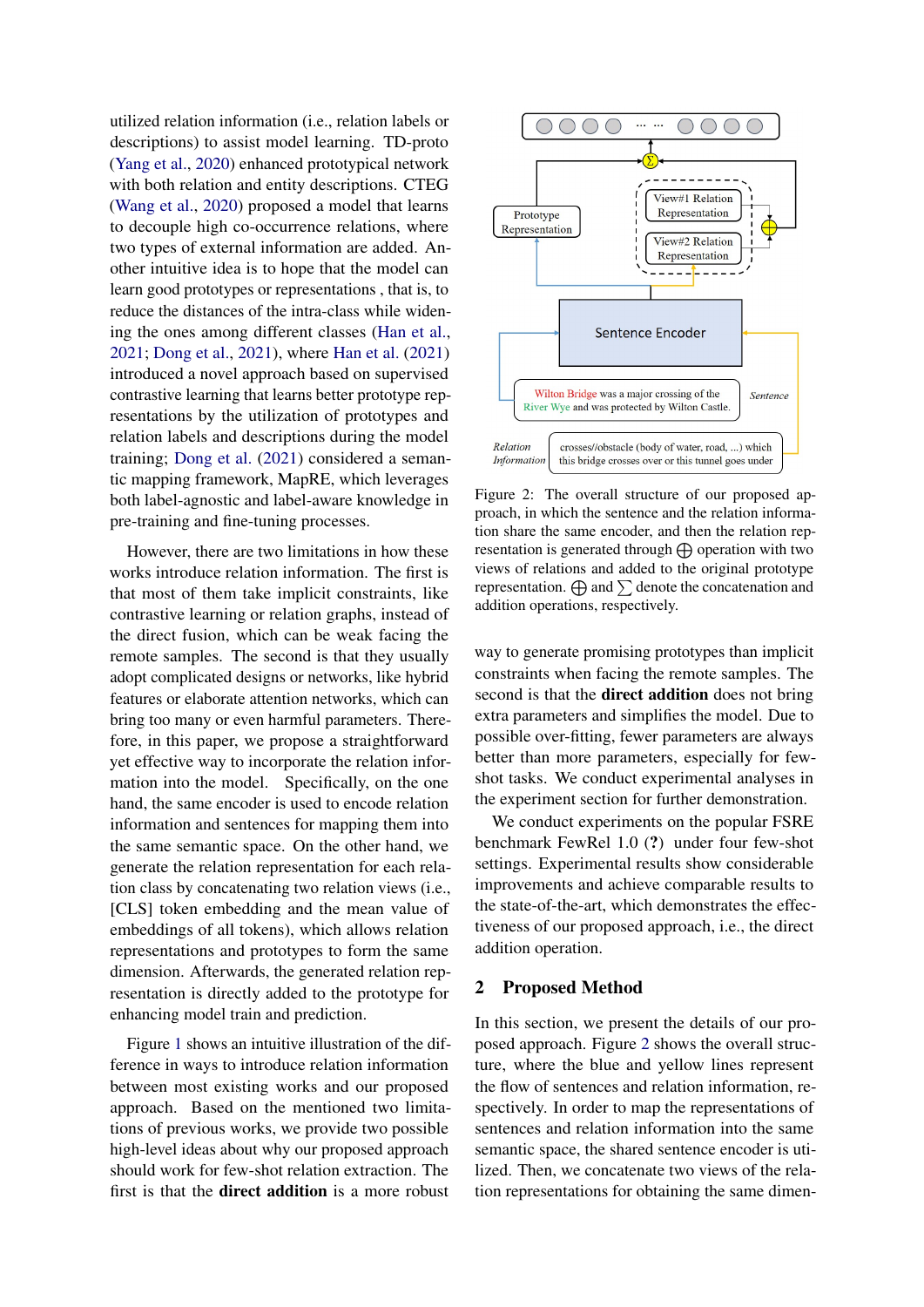utilized relation information (i.e., relation labels or descriptions) to assist model learning. TD-proto (Yang et al., 2020) enhanced prototypical network with both relation and entity descriptions. CTEG (Wang et al., 2020) proposed a model that learns to decouple high co-occurrence relations, where two types of external information are added. Another intuitive idea is to hope that the model can learn good prototypes or representations , that is, to reduce the distances of the intra-class while widening the ones among different classes (Han et al., 2021; Dong et al., 2021), where Han et al. (2021) introduced a novel approach based on supervised contrastive learning that learns better prototype representations by the utilization of prototypes and relation labels and descriptions during the model training; Dong et al. (2021) considered a semantic mapping framework, MapRE, which leverages both label-agnostic and label-aware knowledge in pre-training and fine-tuning processes.

However, there are two limitations in how these works introduce relation information. The first is that most of them take implicit constraints, like contrastive learning or relation graphs, instead of the direct fusion, which can be weak facing the remote samples. The second is that they usually adopt complicated designs or networks, like hybrid features or elaborate attention networks, which can bring too many or even harmful parameters. Therefore, in this paper, we propose a straightforward yet effective way to incorporate the relation information into the model. Specifically, on the one hand, the same encoder is used to encode relation information and sentences for mapping them into the same semantic space. On the other hand, we generate the relation representation for each relation class by concatenating two relation views (i.e., [CLS] token embedding and the mean value of embeddings of all tokens), which allows relation representations and prototypes to form the same dimension. Afterwards, the generated relation representation is directly added to the prototype for enhancing model train and prediction.

Figure 1 shows an intuitive illustration of the difference in ways to introduce relation information between most existing works and our proposed approach. Based on the mentioned two limitations of previous works, we provide two possible high-level ideas about why our proposed approach should work for few-shot relation extraction. The first is that the **direct addition** is a more robust way to generate promising prototypes than implicit constraints when facing the remote samples. The second is that the **direct addition** does not bring extra parameters and simplifies the model. Due to possible over-fitting, fewer parameters are always better than more parameters, especially for few-shot tasks. We conduct experimental analyses in the experiment section for further demonstration.

Figure 2: The overall structure of our proposed approach, in which the sentence and the relation information share the same encoder, and then the relation representation is generated through $\bigoplus$ operation with two views of relations and added to the original prototype representation. $\bigoplus$ and $\sum$ denote the concatenation and addition operations, respectively.

We conduct experiments on the popular FSRE benchmark FewRel 1.0 (?) under four few-shot settings. Experimental results show considerable improvements and achieve comparable results to the state-of-the-art, which demonstrates the effectiveness of our proposed approach, i.e., the direct addition operation.

## 2 Proposed Method

In this section, we present the details of our proposed approach. Figure 2 shows the overall structure, where the blue and yellow lines represent the flow of sentences and relation information, respectively. In order to map the representations of sentences and relation information into the same semantic space, the shared sentence encoder is utilized. Then, we concatenate two views of the relation representations for obtaining the same dimen-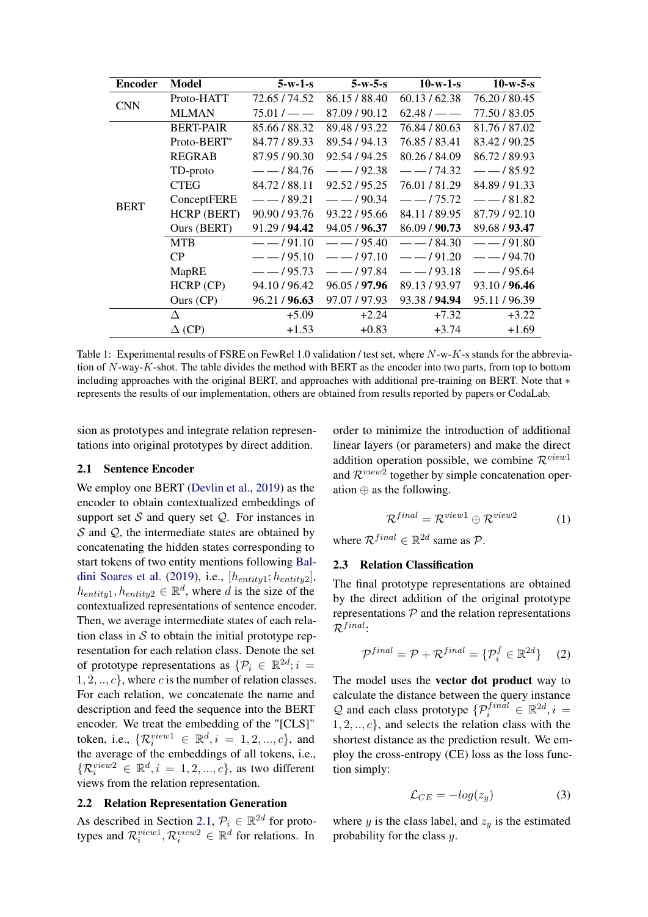| Encoder | Model | 5-w-1-s | 5-w-5-s | 10-w-1-s | 10-w-5-s |
|---|---|---|---|---|---|
| CNN | Proto-HATT | 72.65 / 74.52 | 86.15 / 88.40 | 60.13 / 62.38 | 76.20 / 80.45 |
| | MLMAN | 75.01 / —— | 87.09 / 90.12 | 62.48 / —— | 77.50 / 83.05 |
| BERT | BERT-PAIR | 85.66 / 88.32 | 89.48 / 93.22 | 76.84 / 80.63 | 81.76 / 87.02 |
| | Proto-BERT* | 84.77 / 89.33 | 89.54 / 94.13 | 76.85 / 83.41 | 83.42 / 90.25 |
| | REGRAB | 87.95 / 90.30 | 92.54 / 94.25 | 80.26 / 84.09 | 86.72 / 89.93 |
| | TD-proto | —— / 84.76 | —— / 92.38 | —— / 74.32 | —— / 85.92 |
| | CTEG | 84.72 / 88.11 | 92.52 / 95.25 | 76.01 / 81.29 | 84.89 / 91.33 |
| | ConceptFERE | —— / 89.21 | —— / 90.34 | —— / 75.72 | —— / 81.82 |
| | HCRP (BERT) | 90.90 / 93.76 | 93.22 / 95.66 | 84.11 / 89.95 | 87.79 / 92.10 |
| | Ours (BERT) | 91.29 / **94.42** | 94.05 / **96.37** | 86.09 / **90.73** | 89.68 / **93.47** |
| | MTB | —— / 91.10 | —— / 95.40 | —— / 84.30 | —— / 91.80 |
| | CP | —— / 95.10 | —— / 97.10 | —— / 91.20 | —— / 94.70 |
| | MapRE | —— / 95.73 | —— / 97.84 | —— / 93.18 | —— / 95.64 |
| | HCRP (CP) | 94.10 / 96.42 | 96.05 / **97.96** | 89.13 / 93.97 | 93.10 / **96.46** |
| | Ours (CP) | 96.21 / **96.63** | 97.07 / 97.93 | 93.38 / **94.94** | 95.11 / 96.39 |
| | Δ | +5.09 | +2.24 | +7.32 | +3.22 |
| | Δ (CP) | +1.53 | +0.83 | +3.74 | +1.69 |

Table 1: Experimental results of FSRE on FewRel 1.0 validation / test set, where $N$-w-$K$-s stands for the abbreviation of $N$-way-$K$-shot. The table divides the method with BERT as the encoder into two parts, from top to bottom including approaches with the original BERT, and approaches with additional pre-training on BERT. Note that $*$ represents the results of our implementation, others are obtained from results reported by papers or CodaLab.

sion as prototypes and integrate relation representations into original prototypes by direct addition.

## 2.1 Sentence Encoder

We employ one BERT (Devlin et al., 2019) as the encoder to obtain contextualized embeddings of support set $\mathcal{S}$ and query set $\mathcal{Q}$. For instances in $\mathcal{S}$ and $\mathcal{Q}$, the intermediate states are obtained by concatenating the hidden states corresponding to start tokens of two entity mentions following Baldini Soares et al. (2019), i.e., $[h_{entity1}; h_{entity2}]$, $h_{entity1}, h_{entity2} \in \mathbb{R}^d$, where $d$ is the size of the contextualized representations of sentence encoder. Then, we average intermediate states of each relation class in $\mathcal{S}$ to obtain the initial prototype representation for each relation class. Denote the set of prototype representations as $\{\mathcal{P}_i \in \mathbb{R}^{2d}; i = 1, 2, .., c\}$, where $c$ is the number of relation classes. For each relation, we concatenate the name and description and feed the sequence into the BERT encoder. We treat the embedding of the "[CLS]" token, i.e., $\{\mathcal{R}_i^{view1} \in \mathbb{R}^d, i = 1, 2, ..., c\}$, and the average of the embeddings of all tokens, i.e., $\{\mathcal{R}_i^{view2} \in \mathbb{R}^d, i = 1, 2, ..., c\}$, as two different views from the relation representation.

## 2.2 Relation Representation Generation

As described in Section 2.1, $\mathcal{P}_i \in \mathbb{R}^{2d}$ for prototypes and $\mathcal{R}_i^{view1}, \mathcal{R}_i^{view2} \in \mathbb{R}^d$ for relations. In order to minimize the introduction of additional linear layers (or parameters) and make the direct addition operation possible, we combine $\mathcal{R}^{view1}$ and $\mathcal{R}^{view2}$ together by simple concatenation operation $\oplus$ as the following.

$$\mathcal{R}^{final} = \mathcal{R}^{view1} \oplus \mathcal{R}^{view2} \tag{1}$$

where $\mathcal{R}^{final} \in \mathbb{R}^{2d}$ same as $\mathcal{P}$.

## 2.3 Relation Classification

The final prototype representations are obtained by the direct addition of the original prototype representations $\mathcal{P}$ and the relation representations $\mathcal{R}^{final}$:

$$\mathcal{P}^{final} = \mathcal{P} + \mathcal{R}^{final} = \{\mathcal{P}_i^f \in \mathbb{R}^{2d}\} \tag{2}$$

The model uses the **vector dot product** way to calculate the distance between the query instance $\mathcal{Q}$ and each class prototype $\{\mathcal{P}_i^{final} \in \mathbb{R}^{2d}, i = 1, 2, .., c\}$, and selects the relation class with the shortest distance as the prediction result. We employ the cross-entropy (CE) loss as the loss function simply:

$$\mathcal{L}_{CE} = -log(z_y) \tag{3}$$

where $y$ is the class label, and $z_y$ is the estimated probability for the class $y$.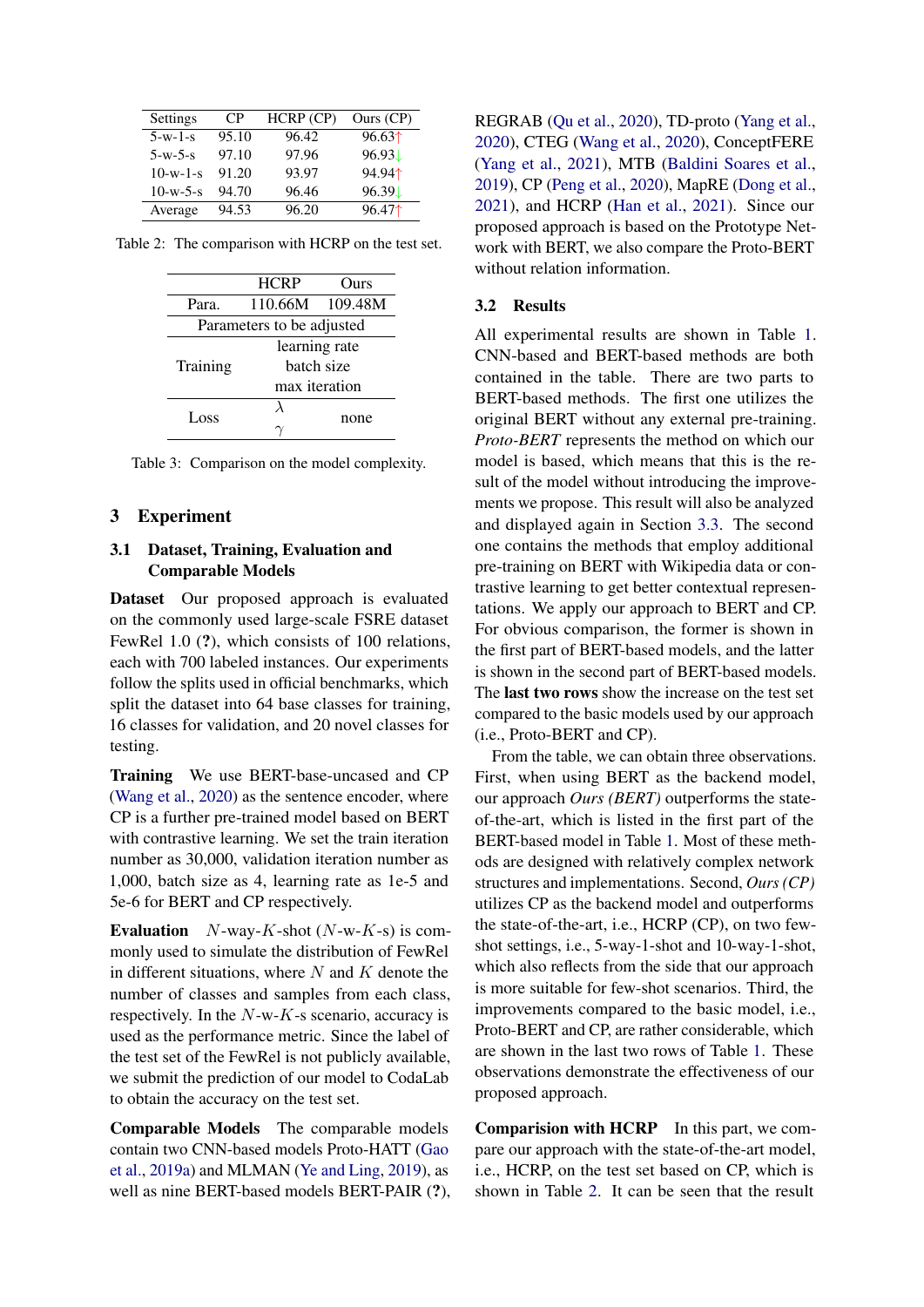| Settings | CP | HCRP (CP) | Ours (CP) |
|---|---|---|---|
| 5-w-1-s | 95.10 | 96.42 | 96.63↑ |
| 5-w-5-s | 97.10 | 97.96 | 96.93↓ |
| 10-w-1-s | 91.20 | 93.97 | 94.94↑ |
| 10-w-5-s | 94.70 | 96.46 | 96.39↓ |
| Average | 94.53 | 96.20 | 96.47↑ |

Table 2: The comparison with HCRP on the test set.

| | HCRP | Ours |
|---|---|---|
| Para. | 110.66M | 109.48M |
| Parameters to be adjusted | | |
| Training | learning rate<br>batch size<br>max iteration | |
| Loss | $\lambda$<br>$\gamma$ | none |

Table 3: Comparison on the model complexity.

# 3 Experiment

## 3.1 Dataset, Training, Evaluation and Comparable Models

**Dataset** Our proposed approach is evaluated on the commonly used large-scale FSRE dataset FewRel 1.0 (?), which consists of 100 relations, each with 700 labeled instances. Our experiments follow the splits used in official benchmarks, which split the dataset into 64 base classes for training, 16 classes for validation, and 20 novel classes for testing.

**Training** We use BERT-base-uncased and CP (Wang et al., 2020) as the sentence encoder, where CP is a further pre-trained model based on BERT with contrastive learning. We set the train iteration number as 30,000, validation iteration number as 1,000, batch size as 4, learning rate as 1e-5 and 5e-6 for BERT and CP respectively.

**Evaluation** $N$-way-$K$-shot ($N$-w-$K$-s) is commonly used to simulate the distribution of FewRel in different situations, where $N$ and $K$ denote the number of classes and samples from each class, respectively. In the $N$-w-$K$-s scenario, accuracy is used as the performance metric. Since the label of the test set of the FewRel is not publicly available, we submit the prediction of our model to CodaLab to obtain the accuracy on the test set.

**Comparable Models** The comparable models contain two CNN-based models Proto-HATT (Gao et al., 2019a) and MLMAN (Ye and Ling, 2019), as well as nine BERT-based models BERT-PAIR (?), REGRAB (Qu et al., 2020), TD-proto (Yang et al., 2020), CTEG (Wang et al., 2020), ConceptFERE (Yang et al., 2021), MTB (Baldini Soares et al., 2019), CP (Peng et al., 2020), MapRE (Dong et al., 2021), and HCRP (Han et al., 2021). Since our proposed approach is based on the Prototype Network with BERT, we also compare the Proto-BERT without relation information.

## 3.2 Results

All experimental results are shown in Table 1. CNN-based and BERT-based methods are both contained in the table. There are two parts to BERT-based methods. The first one utilizes the original BERT without any external pre-training. *Proto-BERT* represents the method on which our model is based, which means that this is the result of the model without introducing the improvements we propose. This result will also be analyzed and displayed again in Section 3.3. The second one contains the methods that employ additional pre-training on BERT with Wikipedia data or contrastive learning to get better contextual representations. We apply our approach to BERT and CP. For obvious comparison, the former is shown in the first part of BERT-based models, and the latter is shown in the second part of BERT-based models. The **last two rows** show the increase on the test set compared to the basic models used by our approach (i.e., Proto-BERT and CP).

From the table, we can obtain three observations. First, when using BERT as the backend model, our approach *Ours (BERT)* outperforms the state-of-the-art, which is listed in the first part of the BERT-based model in Table 1. Most of these methods are designed with relatively complex network structures and implementations. Second, *Ours (CP)* utilizes CP as the backend model and outperforms the state-of-the-art, i.e., HCRP (CP), on two few-shot settings, i.e., 5-way-1-shot and 10-way-1-shot, which also reflects from the side that our approach is more suitable for few-shot scenarios. Third, the improvements compared to the basic model, i.e., Proto-BERT and CP, are rather considerable, which are shown in the last two rows of Table 1. These observations demonstrate the effectiveness of our proposed approach.

**Comparision with HCRP** In this part, we compare our approach with the state-of-the-art model, i.e., HCRP, on the test set based on CP, which is shown in Table 2. It can be seen that the result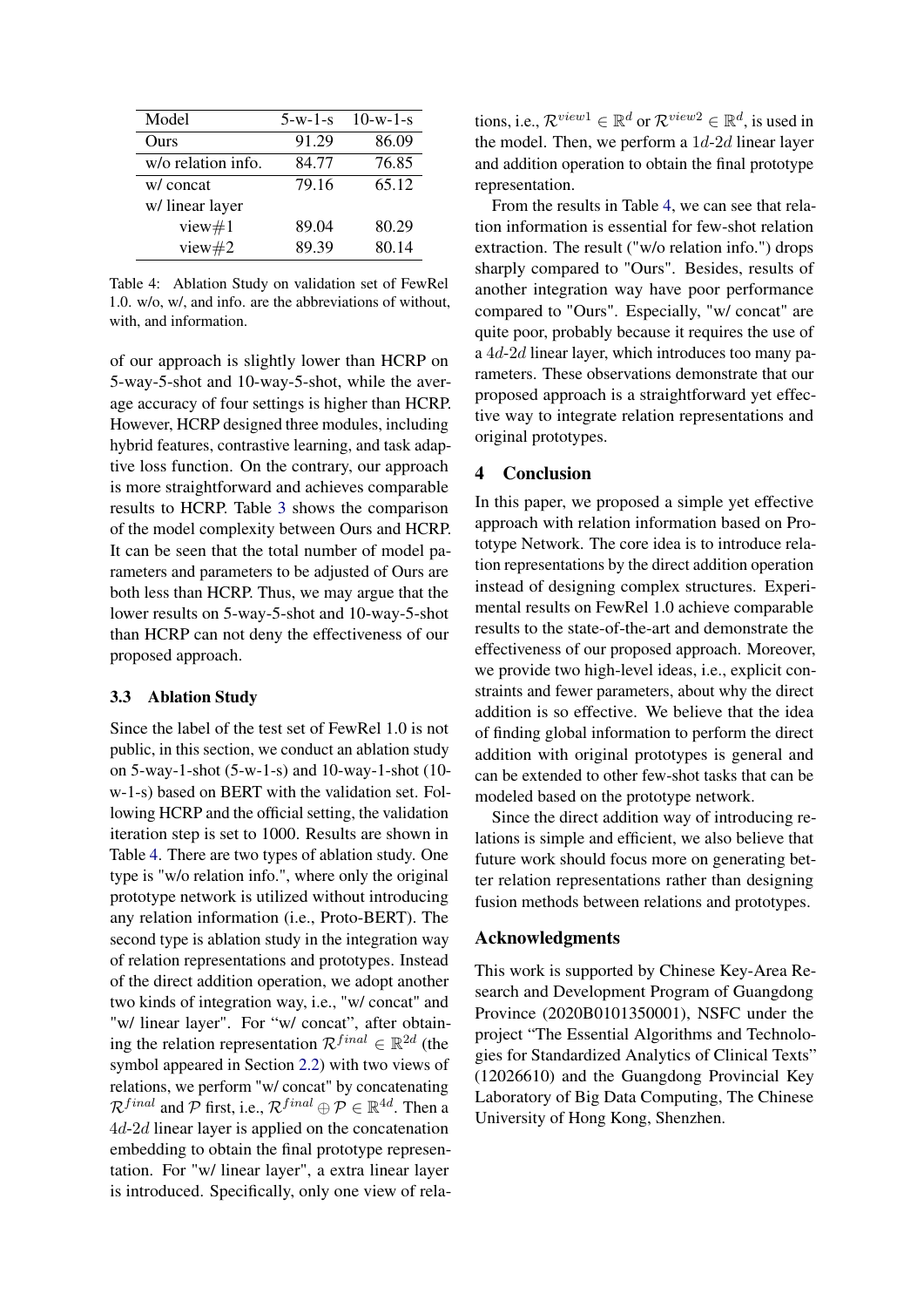| Model | 5-w-1-s | 10-w-1-s |
|---|---|---|
| Ours | 91.29 | 86.09 |
| w/o relation info. | 84.77 | 76.85 |
| w/ concat | 79.16 | 65.12 |
| w/ linear layer | | |
| view#1 | 89.04 | 80.29 |
| view#2 | 89.39 | 80.14 |

Table 4: Ablation Study on validation set of FewRel 1.0. w/o, w/, and info. are the abbreviations of without, with, and information.

of our approach is slightly lower than HCRP on 5-way-5-shot and 10-way-5-shot, while the average accuracy of four settings is higher than HCRP. However, HCRP designed three modules, including hybrid features, contrastive learning, and task adaptive loss function. On the contrary, our approach is more straightforward and achieves comparable results to HCRP. Table 3 shows the comparison of the model complexity between Ours and HCRP. It can be seen that the total number of model parameters and parameters to be adjusted of Ours are both less than HCRP. Thus, we may argue that the lower results on 5-way-5-shot and 10-way-5-shot than HCRP can not deny the effectiveness of our proposed approach.

### 3.3 Ablation Study

Since the label of the test set of FewRel 1.0 is not public, in this section, we conduct an ablation study on 5-way-1-shot (5-w-1-s) and 10-way-1-shot (10-w-1-s) based on BERT with the validation set. Following HCRP and the official setting, the validation iteration step is set to 1000. Results are shown in Table 4. There are two types of ablation study. One type is "w/o relation info.", where only the original prototype network is utilized without introducing any relation information (i.e., Proto-BERT). The second type is ablation study in the integration way of relation representations and prototypes. Instead of the direct addition operation, we adopt another two kinds of integration way, i.e., "w/ concat" and "w/ linear layer". For "w/ concat", after obtaining the relation representation $\mathcal{R}^{final} \in \mathbb{R}^{2d}$ (the symbol appeared in Section 2.2) with two views of relations, we perform "w/ concat" by concatenating $\mathcal{R}^{final}$ and $\mathcal{P}$ first, i.e., $\mathcal{R}^{final} \oplus \mathcal{P} \in \mathbb{R}^{4d}$. Then a $4d$-$2d$ linear layer is applied on the concatenation embedding to obtain the final prototype representation. For "w/ linear layer", a extra linear layer is introduced. Specifically, only one view of relations, i.e., $\mathcal{R}^{view1} \in \mathbb{R}^{d}$ or $\mathcal{R}^{view2} \in \mathbb{R}^{d}$, is used in the model. Then, we perform a $1d$-$2d$ linear layer and addition operation to obtain the final prototype representation.

From the results in Table 4, we can see that relation information is essential for few-shot relation extraction. The result ("w/o relation info.") drops sharply compared to "Ours". Besides, results of another integration way have poor performance compared to "Ours". Especially, "w/ concat" are quite poor, probably because it requires the use of a $4d$-$2d$ linear layer, which introduces too many parameters. These observations demonstrate that our proposed approach is a straightforward yet effective way to integrate relation representations and original prototypes.

## 4 Conclusion

In this paper, we proposed a simple yet effective approach with relation information based on Prototype Network. The core idea is to introduce relation representations by the direct addition operation instead of designing complex structures. Experimental results on FewRel 1.0 achieve comparable results to the state-of-the-art and demonstrate the effectiveness of our proposed approach. Moreover, we provide two high-level ideas, i.e., explicit constraints and fewer parameters, about why the direct addition is so effective. We believe that the idea of finding global information to perform the direct addition with original prototypes is general and can be extended to other few-shot tasks that can be modeled based on the prototype network.

Since the direct addition way of introducing relations is simple and efficient, we also believe that future work should focus more on generating better relation representations rather than designing fusion methods between relations and prototypes.

## Acknowledgments

This work is supported by Chinese Key-Area Research and Development Program of Guangdong Province (2020B0101350001), NSFC under the project "The Essential Algorithms and Technologies for Standardized Analytics of Clinical Texts" (12026610) and the Guangdong Provincial Key Laboratory of Big Data Computing, The Chinese University of Hong Kong, Shenzhen.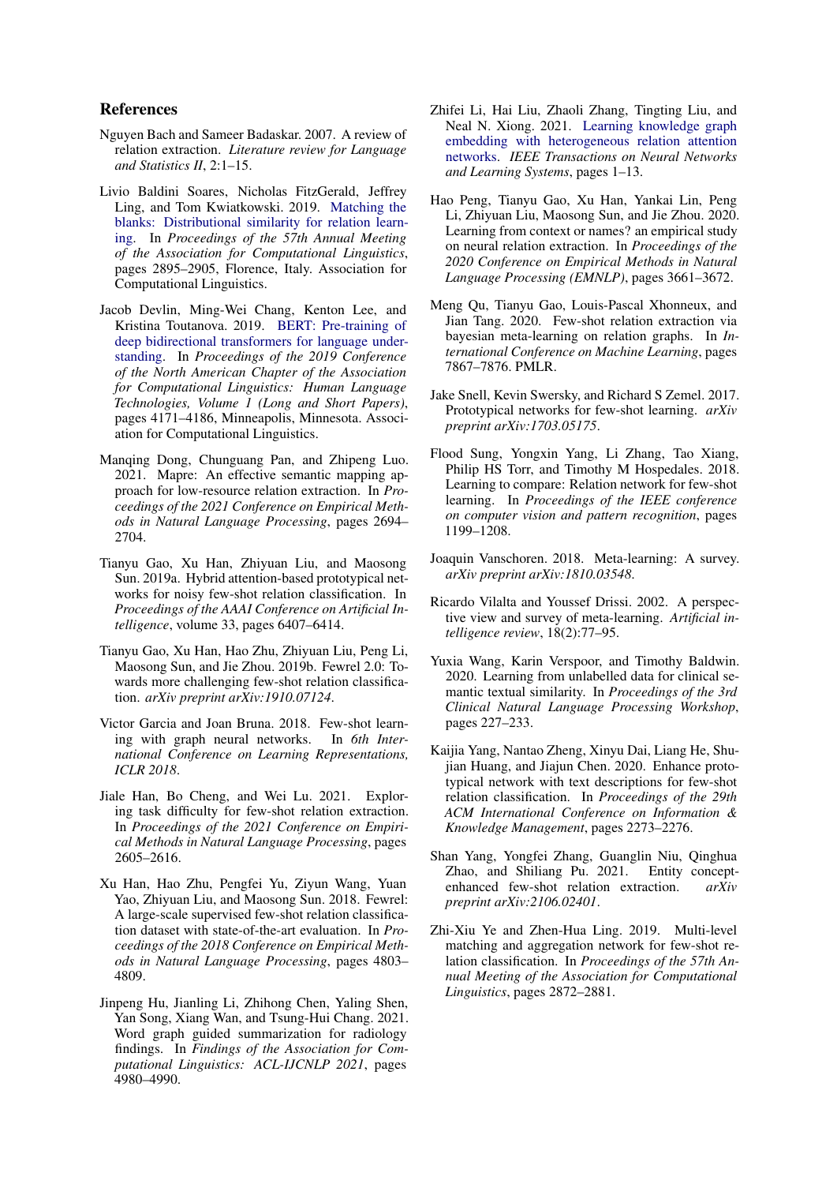## References

Nguyen Bach and Sameer Badaskar. 2007. A review of relation extraction. *Literature review for Language and Statistics II*, 2:1–15.

Livio Baldini Soares, Nicholas FitzGerald, Jeffrey Ling, and Tom Kwiatkowski. 2019. Matching the blanks: Distributional similarity for relation learning. In *Proceedings of the 57th Annual Meeting of the Association for Computational Linguistics*, pages 2895–2905, Florence, Italy. Association for Computational Linguistics.

Jacob Devlin, Ming-Wei Chang, Kenton Lee, and Kristina Toutanova. 2019. BERT: Pre-training of deep bidirectional transformers for language understanding. In *Proceedings of the 2019 Conference of the North American Chapter of the Association for Computational Linguistics: Human Language Technologies, Volume 1 (Long and Short Papers)*, pages 4171–4186, Minneapolis, Minnesota. Association for Computational Linguistics.

Manqing Dong, Chunguang Pan, and Zhipeng Luo. 2021. Mapre: An effective semantic mapping approach for low-resource relation extraction. In *Proceedings of the 2021 Conference on Empirical Methods in Natural Language Processing*, pages 2694–2704.

Tianyu Gao, Xu Han, Zhiyuan Liu, and Maosong Sun. 2019a. Hybrid attention-based prototypical networks for noisy few-shot relation classification. In *Proceedings of the AAAI Conference on Artificial Intelligence*, volume 33, pages 6407–6414.

Tianyu Gao, Xu Han, Hao Zhu, Zhiyuan Liu, Peng Li, Maosong Sun, and Jie Zhou. 2019b. Fewrel 2.0: Towards more challenging few-shot relation classification. *arXiv preprint arXiv:1910.07124*.

Victor Garcia and Joan Bruna. 2018. Few-shot learning with graph neural networks. In *6th International Conference on Learning Representations, ICLR 2018*.

Jiale Han, Bo Cheng, and Wei Lu. 2021. Exploring task difficulty for few-shot relation extraction. In *Proceedings of the 2021 Conference on Empirical Methods in Natural Language Processing*, pages 2605–2616.

Xu Han, Hao Zhu, Pengfei Yu, Ziyun Wang, Yuan Yao, Zhiyuan Liu, and Maosong Sun. 2018. Fewrel: A large-scale supervised few-shot relation classification dataset with state-of-the-art evaluation. In *Proceedings of the 2018 Conference on Empirical Methods in Natural Language Processing*, pages 4803–4809.

Jinpeng Hu, Jianling Li, Zhihong Chen, Yaling Shen, Yan Song, Xiang Wan, and Tsung-Hui Chang. 2021. Word graph guided summarization for radiology findings. In *Findings of the Association for Computational Linguistics: ACL-IJCNLP 2021*, pages 4980–4990.

Zhifei Li, Hai Liu, Zhaoli Zhang, Tingting Liu, and Neal N. Xiong. 2021. Learning knowledge graph embedding with heterogeneous relation attention networks. *IEEE Transactions on Neural Networks and Learning Systems*, pages 1–13.

Hao Peng, Tianyu Gao, Xu Han, Yankai Lin, Peng Li, Zhiyuan Liu, Maosong Sun, and Jie Zhou. 2020. Learning from context or names? an empirical study on neural relation extraction. In *Proceedings of the 2020 Conference on Empirical Methods in Natural Language Processing (EMNLP)*, pages 3661–3672.

Meng Qu, Tianyu Gao, Louis-Pascal Xhonneux, and Jian Tang. 2020. Few-shot relation extraction via bayesian meta-learning on relation graphs. In *International Conference on Machine Learning*, pages 7867–7876. PMLR.

Jake Snell, Kevin Swersky, and Richard S Zemel. 2017. Prototypical networks for few-shot learning. *arXiv preprint arXiv:1703.05175*.

Flood Sung, Yongxin Yang, Li Zhang, Tao Xiang, Philip HS Torr, and Timothy M Hospedales. 2018. Learning to compare: Relation network for few-shot learning. In *Proceedings of the IEEE conference on computer vision and pattern recognition*, pages 1199–1208.

Joaquin Vanschoren. 2018. Meta-learning: A survey. *arXiv preprint arXiv:1810.03548*.

Ricardo Vilalta and Youssef Drissi. 2002. A perspective view and survey of meta-learning. *Artificial intelligence review*, 18(2):77–95.

Yuxia Wang, Karin Verspoor, and Timothy Baldwin. 2020. Learning from unlabelled data for clinical semantic textual similarity. In *Proceedings of the 3rd Clinical Natural Language Processing Workshop*, pages 227–233.

Kaijia Yang, Nantao Zheng, Xinyu Dai, Liang He, Shujian Huang, and Jiajun Chen. 2020. Enhance prototypical network with text descriptions for few-shot relation classification. In *Proceedings of the 29th ACM International Conference on Information & Knowledge Management*, pages 2273–2276.

Shan Yang, Yongfei Zhang, Guanglin Niu, Qinghua Zhao, and Shiliang Pu. 2021. Entity concept-enhanced few-shot relation extraction. *arXiv preprint arXiv:2106.02401*.

Zhi-Xiu Ye and Zhen-Hua Ling. 2019. Multi-level matching and aggregation network for few-shot relation classification. In *Proceedings of the 57th Annual Meeting of the Association for Computational Linguistics*, pages 2872–2881.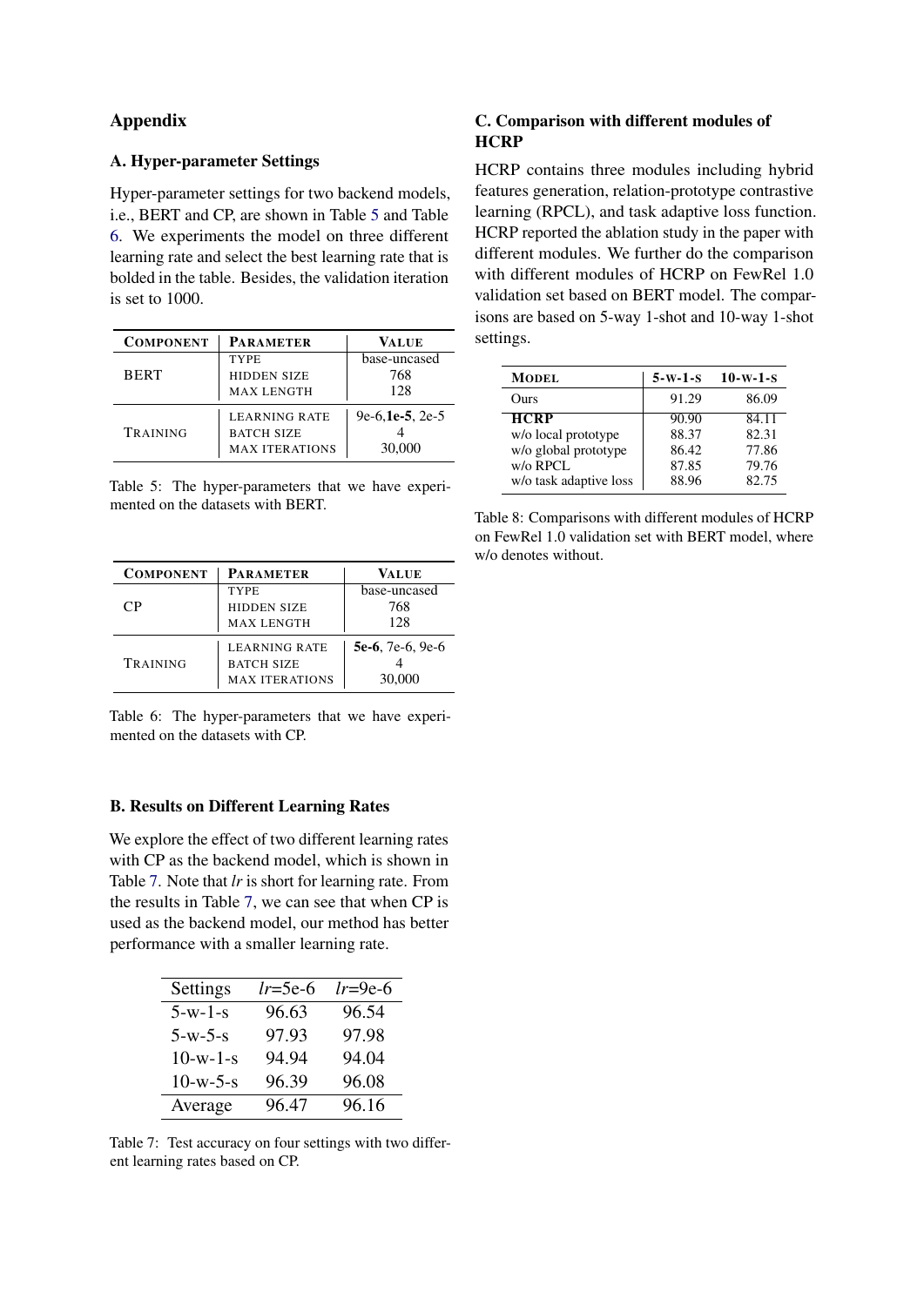# Appendix

## A. Hyper-parameter Settings

Hyper-parameter settings for two backend models, i.e., BERT and CP, are shown in Table 5 and Table 6. We experiments the model on three different learning rate and select the best learning rate that is bolded in the table. Besides, the validation iteration is set to 1000.

| COMPONENT | PARAMETER | VALUE |
| --- | --- | --- |
| BERT | TYPE | base-uncased |
| | HIDDEN SIZE | 768 |
| | MAX LENGTH | 128 |
| TRAINING | LEARNING RATE | 9e-6,**1e-5**, 2e-5 |
| | BATCH SIZE | 4 |
| | MAX ITERATIONS | 30,000 |

Table 5: The hyper-parameters that we have experimented on the datasets with BERT.

| COMPONENT | PARAMETER | VALUE |
| --- | --- | --- |
| CP | TYPE | base-uncased |
| | HIDDEN SIZE | 768 |
| | MAX LENGTH | 128 |
| TRAINING | LEARNING RATE | **5e-6**, 7e-6, 9e-6 |
| | BATCH SIZE | 4 |
| | MAX ITERATIONS | 30,000 |

Table 6: The hyper-parameters that we have experimented on the datasets with CP.

## B. Results on Different Learning Rates

We explore the effect of two different learning rates with CP as the backend model, which is shown in Table 7. Note that *lr* is short for learning rate. From the results in Table 7, we can see that when CP is used as the backend model, our method has better performance with a smaller learning rate.

| Settings | *lr*=5e-6 | *lr*=9e-6 |
| --- | --- | --- |
| 5-w-1-s | 96.63 | 96.54 |
| 5-w-5-s | 97.93 | 97.98 |
| 10-w-1-s | 94.94 | 94.04 |
| 10-w-5-s | 96.39 | 96.08 |
| Average | 96.47 | 96.16 |

Table 7: Test accuracy on four settings with two different learning rates based on CP.

## C. Comparison with different modules of HCRP

HCRP contains three modules including hybrid features generation, relation-prototype contrastive learning (RPCL), and task adaptive loss function. HCRP reported the ablation study in the paper with different modules. We further do the comparison with different modules of HCRP on FewRel 1.0 validation set based on BERT model. The comparisons are based on 5-way 1-shot and 10-way 1-shot settings.

| MODEL | 5-W-1-S | 10-W-1-S |
| --- | --- | --- |
| Ours | 91.29 | 86.09 |
| **HCRP** | 90.90 | 84.11 |
| w/o local prototype | 88.37 | 82.31 |
| w/o global prototype | 86.42 | 77.86 |
| w/o RPCL | 87.85 | 79.76 |
| w/o task adaptive loss | 88.96 | 82.75 |

Table 8: Comparisons with different modules of HCRP on FewRel 1.0 validation set with BERT model, where w/o denotes without.